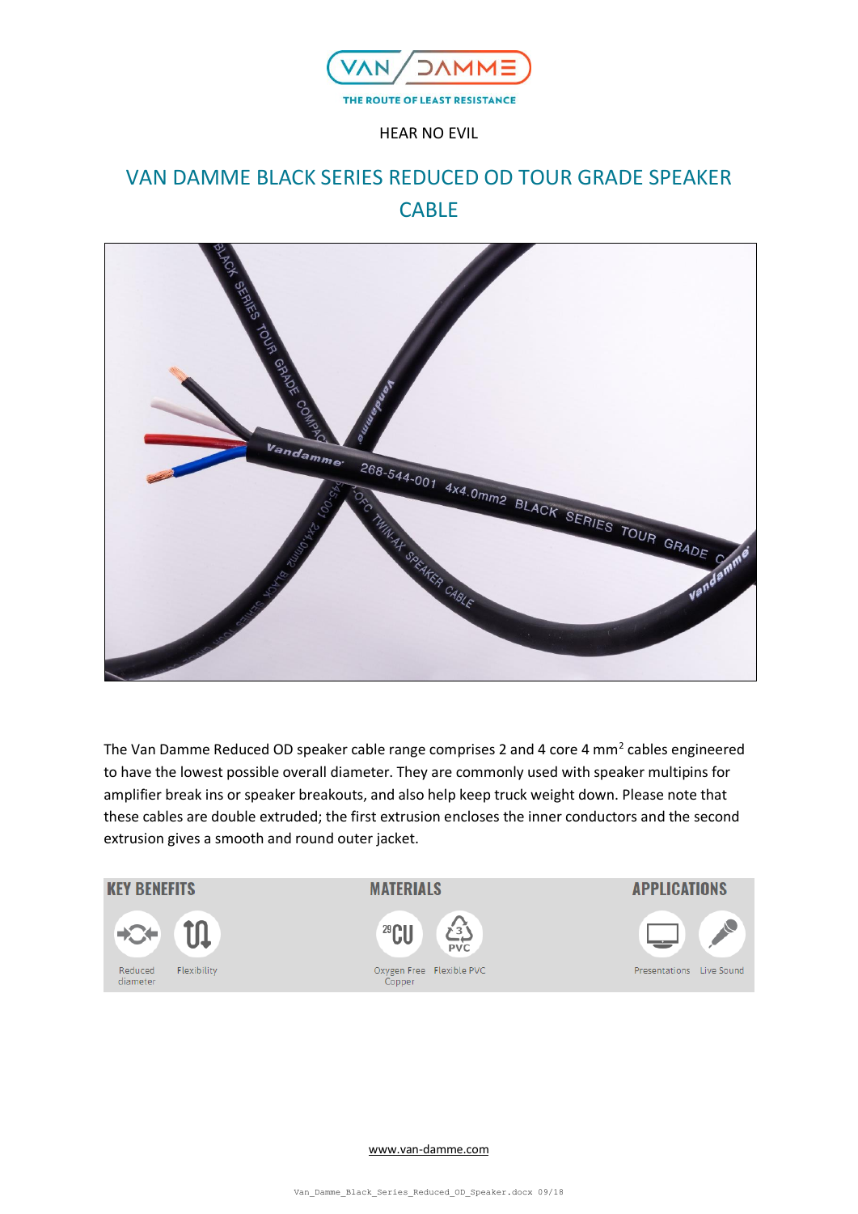HEAR NO EVIL

# VAN DAMME BLACK SERIES REDUCED OD TOUR GRADE SPEAKER CABLE

The Van Damme Reduced OD speaker cable range comprises 2 and 4 core 4 mm$^2$ cables engineered to have the lowest possible overall diameter. They are commonly used with speaker multipins for amplifier break ins or speaker breakouts, and also help keep truck weight down. Please note that these cables are double extruded; the first extrusion encloses the inner conductors and the second extrusion gives a smooth and round outer jacket.

| KEY BENEFITS | MATERIALS | APPLICATIONS |
|---|---|---|
| Reduced diameter, Flexibility | Oxygen Free Copper, Flexible PVC | Presentations, Live Sound |

www.van-damme.com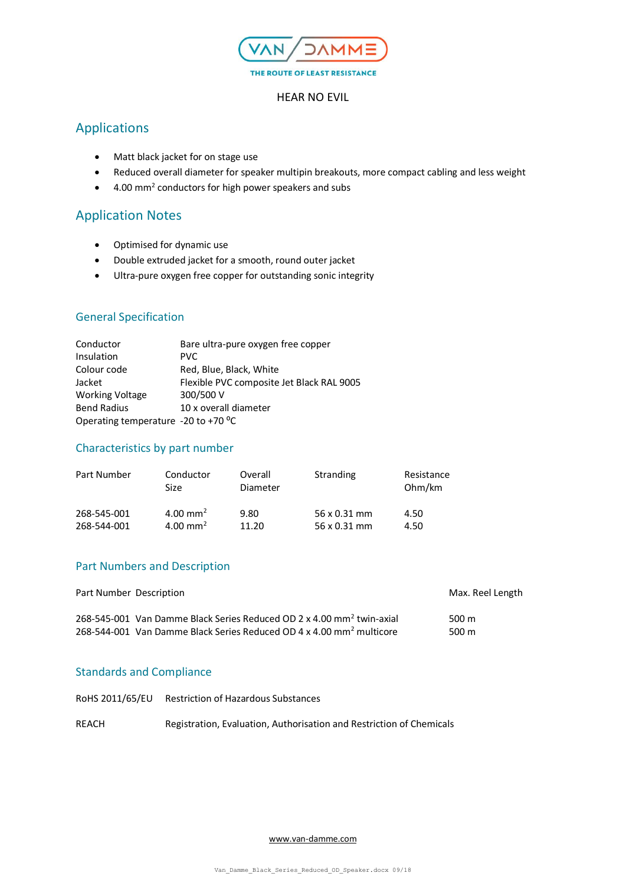VAN DAMME

THE ROUTE OF LEAST RESISTANCE

HEAR NO EVIL

## Applications

- Matt black jacket for on stage use
- Reduced overall diameter for speaker multipin breakouts, more compact cabling and less weight
- 4.00 $mm^2$ conductors for high power speakers and subs

## Application Notes

- Optimised for dynamic use
- Double extruded jacket for a smooth, round outer jacket
- Ultra-pure oxygen free copper for outstanding sonic integrity

### General Specification

| | |
|---|---|
| Conductor | Bare ultra-pure oxygen free copper |
| Insulation | PVC |
| Colour code | Red, Blue, Black, White |
| Jacket | Flexible PVC composite Jet Black RAL 9005 |
| Working Voltage | 300/500 V |
| Bend Radius | 10 x overall diameter |
| Operating temperature | -20 to +70 °C |

### Characteristics by part number

| Part Number | Conductor Size | Overall Diameter | Stranding | Resistance Ohm/km |
|---|---|---|---|---|
| 268-545-001 | 4.00 $mm^2$ | 9.80 | 56 x 0.31 mm | 4.50 |
| 268-544-001 | 4.00 $mm^2$ | 11.20 | 56 x 0.31 mm | 4.50 |

### Part Numbers and Description

| Part Number | Description | Max. Reel Length |
|---|---|---|
| 268-545-001 | Van Damme Black Series Reduced OD 2 x 4.00 $mm^2$ twin-axial | 500 m |
| 268-544-001 | Van Damme Black Series Reduced OD 4 x 4.00 $mm^2$ multicore | 500 m |

### Standards and Compliance

| | |
|---|---|
| RoHS 2011/65/EU | Restriction of Hazardous Substances |
| REACH | Registration, Evaluation, Authorisation and Restriction of Chemicals |

www.van-damme.com

Van_Damme_Black_Series_Reduced_OD_Speaker.docx 09/18